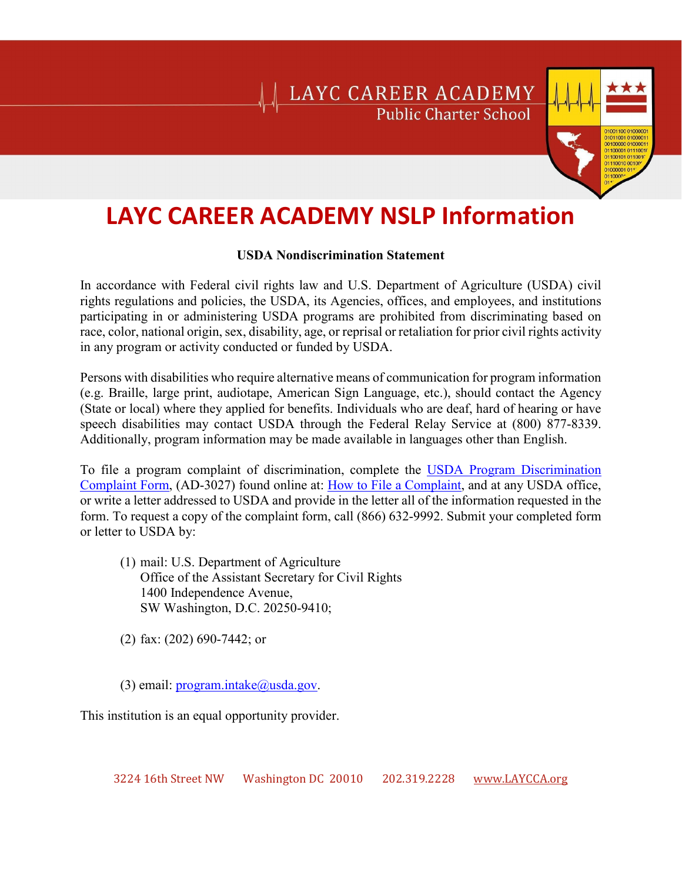# LAYC CAREER ACADEMY NSLP Information

**USDA Nondiscrimination Statement**

In accordance with Federal civil rights law and U.S. Department of Agriculture (USDA) civil rights regulations and policies, the USDA, its Agencies, offices, and employees, and institutions participating in or administering USDA programs are prohibited from discriminating based on race, color, national origin, sex, disability, age, or reprisal or retaliation for prior civil rights activity in any program or activity conducted or funded by USDA.

Persons with disabilities who require alternative means of communication for program information (e.g. Braille, large print, audiotape, American Sign Language, etc.), should contact the Agency (State or local) where they applied for benefits. Individuals who are deaf, hard of hearing or have speech disabilities may contact USDA through the Federal Relay Service at (800) 877-8339. Additionally, program information may be made available in languages other than English.

To file a program complaint of discrimination, complete the USDA Program Discrimination Complaint Form, (AD-3027) found online at: How to File a Complaint, and at any USDA office, or write a letter addressed to USDA and provide in the letter all of the information requested in the form. To request a copy of the complaint form, call (866) 632-9992. Submit your completed form or letter to USDA by:

(1) mail: U.S. Department of Agriculture
Office of the Assistant Secretary for Civil Rights
1400 Independence Avenue,
SW Washington, D.C. 20250-9410;

(2) fax: (202) 690-7442; or

(3) email: program.intake@usda.gov.

This institution is an equal opportunity provider.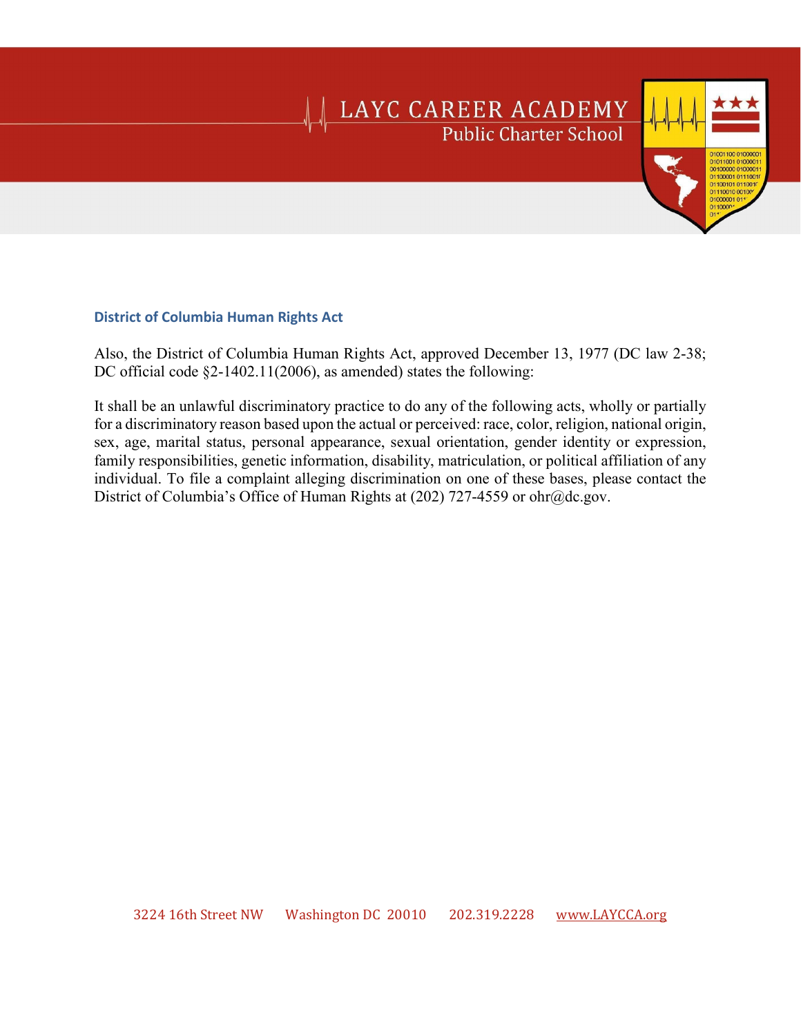### District of Columbia Human Rights Act

Also, the District of Columbia Human Rights Act, approved December 13, 1977 (DC law 2-38; DC official code §2-1402.11(2006), as amended) states the following:

It shall be an unlawful discriminatory practice to do any of the following acts, wholly or partially for a discriminatory reason based upon the actual or perceived: race, color, religion, national origin, sex, age, marital status, personal appearance, sexual orientation, gender identity or expression, family responsibilities, genetic information, disability, matriculation, or political affiliation of any individual. To file a complaint alleging discrimination on one of these bases, please contact the District of Columbia's Office of Human Rights at (202) 727-4559 or ohr@dc.gov.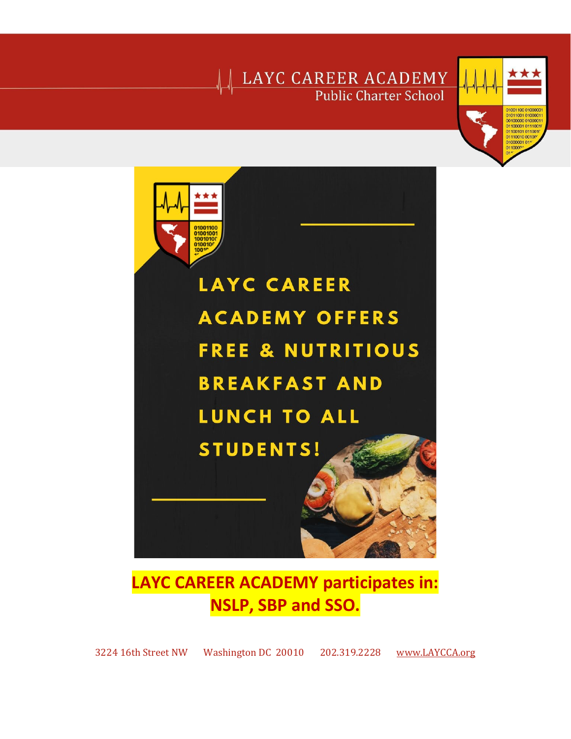# LAYC CAREER ACADEMY
## Public Charter School

**LAYC CAREER ACADEMY OFFERS FREE & NUTRITIOUS BREAKFAST AND LUNCH TO ALL STUDENTS!**

**LAYC CAREER ACADEMY participates in: NSLP, SBP and SSO.**

3224 16th Street NW    Washington DC 20010    202.319.2228    www.LAYCCA.org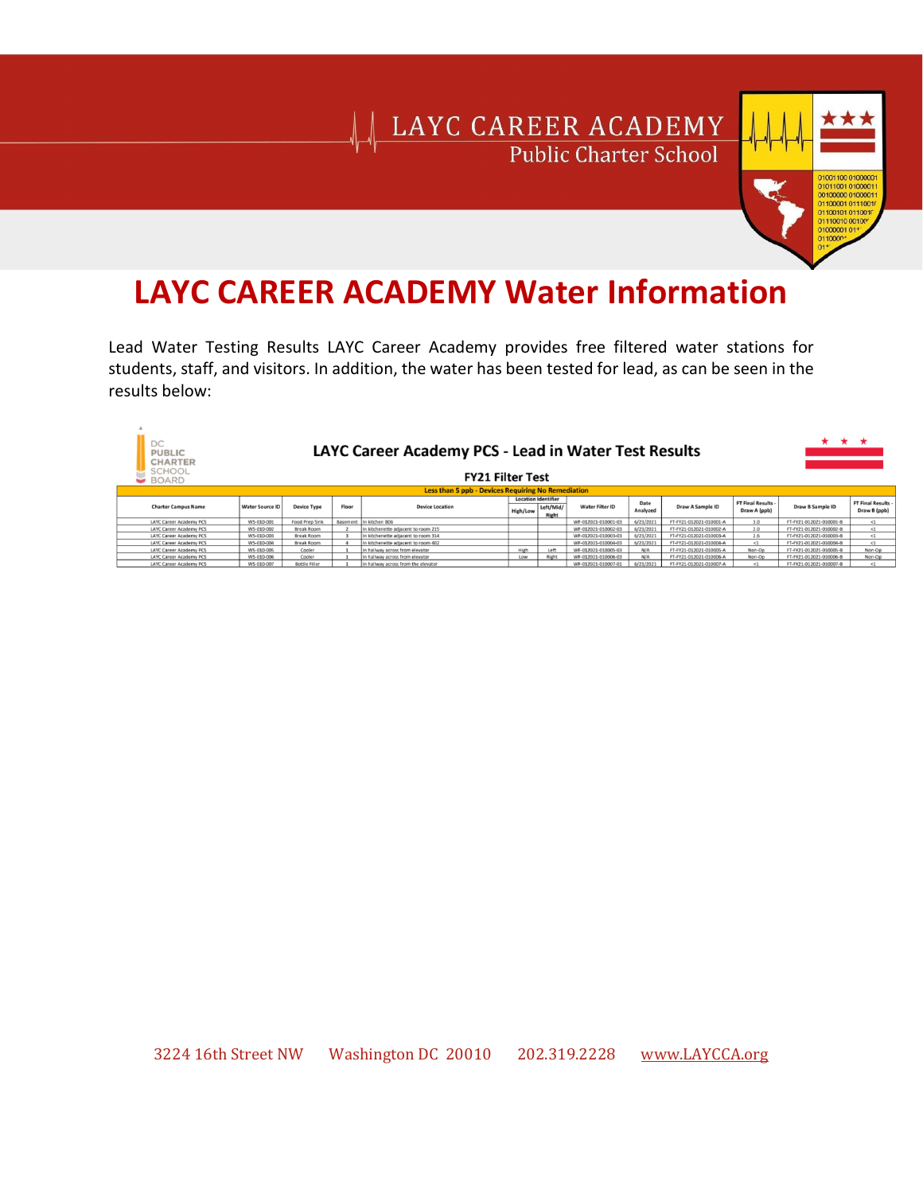LAYC CAREER ACADEMY
Public Charter School

# LAYC CAREER ACADEMY Water Information

Lead Water Testing Results LAYC Career Academy provides free filtered water stations for students, staff, and visitors. In addition, the water has been tested for lead, as can be seen in the results below:

DC PUBLIC CHARTER SCHOOL BOARD

## LAYC Career Academy PCS - Lead in Water Test Results

### FY21 Filter Test

Less than 5 ppb - Devices Requiring No Remediation

| Charter Campus Name | Water Source ID | Device Type | Floor | Device Location | Location Identifier High/Low | Location Identifier Left/Mid/Right | Water Filter ID | Date Analyzed | Draw A Sample ID | FT Final Results - Draw A (ppb) | Draw B Sample ID | FT Final Results - Draw B (ppb) |
|---|---|---|---|---|---|---|---|---|---|---|---|---|
| LAYC Career Academy PCS | WS-010-001 | Food Prep Sink | Basement | In kitchen 806 | | | WF-012021-010001-03 | 6/23/2021 | FT-FY21-012021-010001-A | 3.0 | FT-FY21-012021-010001-B | <1 |
| LAYC Career Academy PCS | WS-010-002 | Break Room | 2 | In kitchenette adjacent to room 215 | | | WF-012021-010002-03 | 6/23/2021 | FT-FY21-012021-010002-A | 2.0 | FT-FY21-012021-010002-B | <1 |
| LAYC Career Academy PCS | WS-010-003 | Break Room | 3 | In kitchenette adjacent to room 314 | | | WF-012021-010003-03 | 6/23/2021 | FT-FY21-012021-010003-A | 2.6 | FT-FY21-012021-010003-B | <1 |
| LAYC Career Academy PCS | WS-010-004 | Break Room | 4 | In kitchenette adjacent to room 402 | | | WF-012021-010004-03 | 6/23/2021 | FT-FY21-012021-010004-A | <1 | FT-FY21-012021-010004-B | <1 |
| LAYC Career Academy PCS | WS-010-005 | Cooler | 1 | In hallway across from elevator | High | Left | WF-012021-010005-03 | N/A | FT-FY21-012021-010005-A | Non-Op | FT-FY21-012021-010005-B | Non-Op |
| LAYC Career Academy PCS | WS-010-006 | Cooler | 1 | In hallway across from elevator | Low | Right | WF-012021-010006-03 | N/A | FT-FY21-012021-010006-A | Non-Op | FT-FY21-012021-010006-B | Non-Op |
| LAYC Career Academy PCS | WS-010-007 | Bottle Filler | 1 | In hallway across from the elevator | | | WF-012021-010007-01 | 6/23/2021 | FT-FY21-012021-010007-A | <1 | FT-FY21-012021-010007-B | <1 |

3224 16th Street NW Washington DC 20010 202.319.2228 www.LAYCCA.org